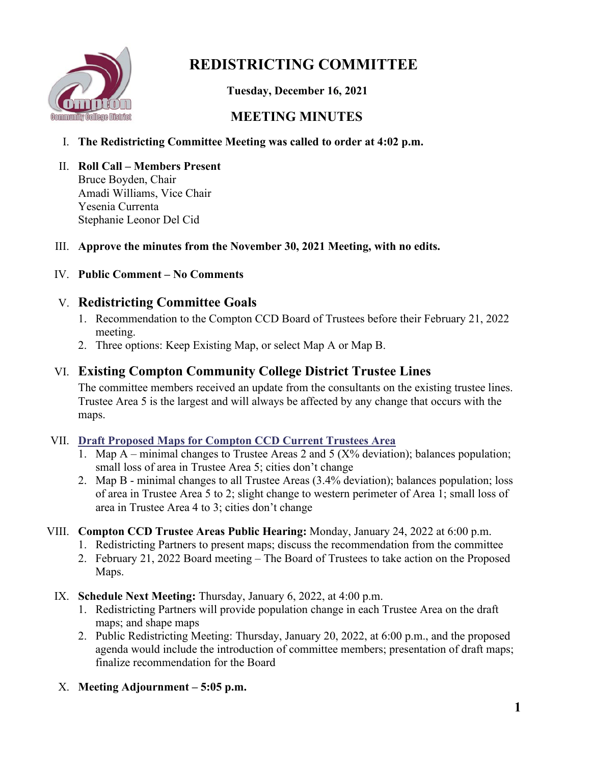# REDISTRICTING COMMITTEE

**Tuesday, December 16, 2021**

## MEETING MINUTES

I. **The Redistricting Committee Meeting was called to order at 4:02 p.m.**

II. **Roll Call – Members Present**
Bruce Boyden, Chair
Amadi Williams, Vice Chair
Yesenia Currenta
Stephanie Leonor Del Cid

III. **Approve the minutes from the November 30, 2021 Meeting, with no edits.**

IV. **Public Comment – No Comments**

V. **Redistricting Committee Goals**
1. Recommendation to the Compton CCD Board of Trustees before their February 21, 2022 meeting.
2. Three options: Keep Existing Map, or select Map A or Map B.

VI. **Existing Compton Community College District Trustee Lines**
The committee members received an update from the consultants on the existing trustee lines. Trustee Area 5 is the largest and will always be affected by any change that occurs with the maps.

VII. **Draft Proposed Maps for Compton CCD Current Trustees Area**
1. Map A – minimal changes to Trustee Areas 2 and 5 (X% deviation); balances population; small loss of area in Trustee Area 5; cities don't change
2. Map B - minimal changes to all Trustee Areas (3.4% deviation); balances population; loss of area in Trustee Area 5 to 2; slight change to western perimeter of Area 1; small loss of area in Trustee Area 4 to 3; cities don't change

VIII. **Compton CCD Trustee Areas Public Hearing:** Monday, January 24, 2022 at 6:00 p.m.
1. Redistricting Partners to present maps; discuss the recommendation from the committee
2. February 21, 2022 Board meeting – The Board of Trustees to take action on the Proposed Maps.

IX. **Schedule Next Meeting:** Thursday, January 6, 2022, at 4:00 p.m.
1. Redistricting Partners will provide population change in each Trustee Area on the draft maps; and shape maps
2. Public Redistricting Meeting: Thursday, January 20, 2022, at 6:00 p.m., and the proposed agenda would include the introduction of committee members; presentation of draft maps; finalize recommendation for the Board

X. **Meeting Adjournment – 5:05 p.m.**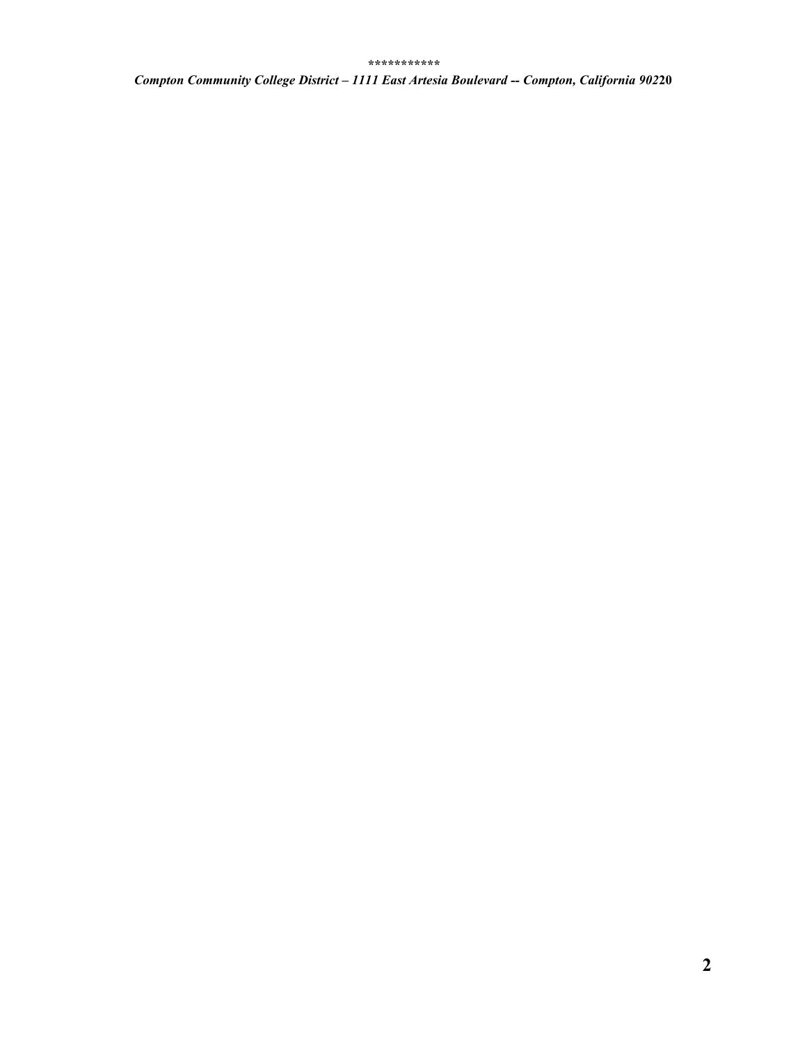***********

***Compton Community College District – 1111 East Artesia Boulevard -- Compton, California 90220***